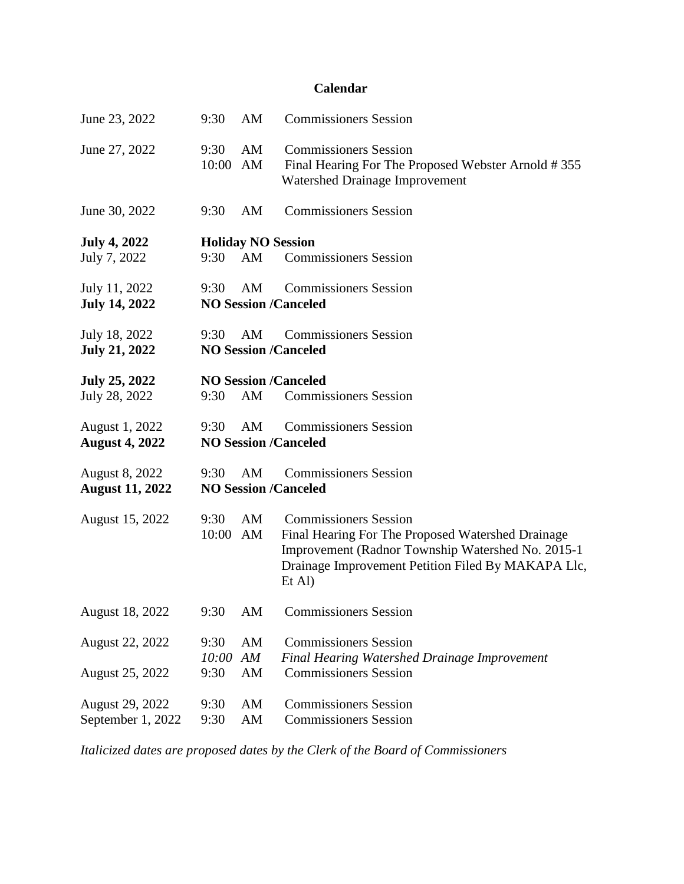# Calendar

| Date | Time | Event |
|---|---|---|
| June 23, 2022 | 9:30 AM | Commissioners Session |
| June 27, 2022 | 9:30 AM | Commissioners Session |
| | 10:00 AM | Final Hearing For The Proposed Webster Arnold # 355 Watershed Drainage Improvement |
| June 30, 2022 | 9:30 AM | Commissioners Session |
| **July 4, 2022** | **Holiday NO Session** | |
| July 7, 2022 | 9:30 AM | Commissioners Session |
| July 11, 2022 | 9:30 AM | Commissioners Session |
| **July 14, 2022** | **NO Session /Canceled** | |
| July 18, 2022 | 9:30 AM | Commissioners Session |
| **July 21, 2022** | **NO Session /Canceled** | |
| **July 25, 2022** | **NO Session /Canceled** | |
| July 28, 2022 | 9:30 AM | Commissioners Session |
| August 1, 2022 | 9:30 AM | Commissioners Session |
| **August 4, 2022** | **NO Session /Canceled** | |
| August 8, 2022 | 9:30 AM | Commissioners Session |
| **August 11, 2022** | **NO Session /Canceled** | |
| August 15, 2022 | 9:30 AM | Commissioners Session |
| | 10:00 AM | Final Hearing For The Proposed Watershed Drainage Improvement (Radnor Township Watershed No. 2015-1 Drainage Improvement Petition Filed By MAKAPA Llc, Et Al) |
| August 18, 2022 | 9:30 AM | Commissioners Session |
| August 22, 2022 | 9:30 AM | Commissioners Session |
| | *10:00 AM* | *Final Hearing Watershed Drainage Improvement* |
| August 25, 2022 | 9:30 AM | Commissioners Session |
| August 29, 2022 | 9:30 AM | Commissioners Session |
| September 1, 2022 | 9:30 AM | Commissioners Session |

*Italicized dates are proposed dates by the Clerk of the Board of Commissioners*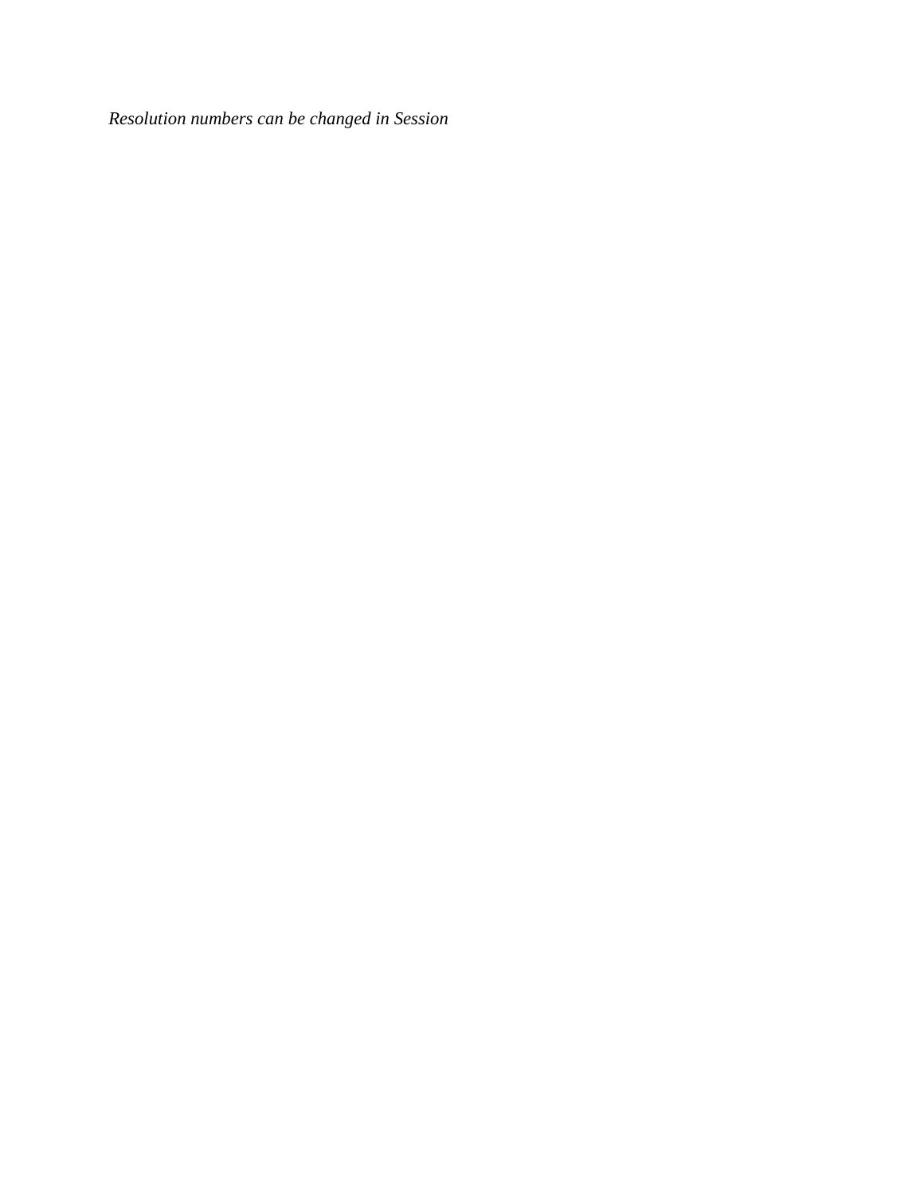*Resolution numbers can be changed in Session*